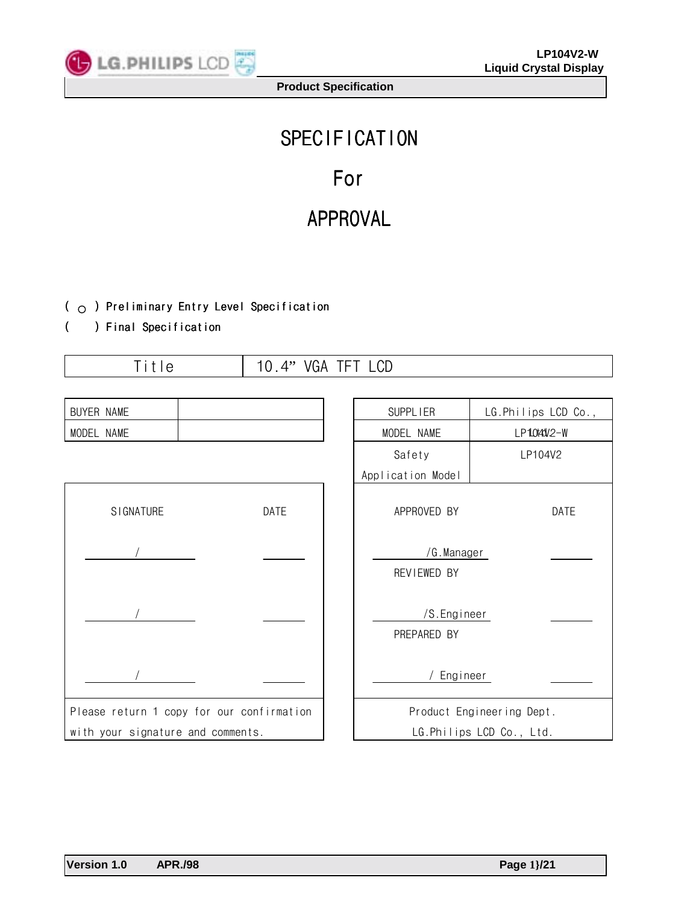# SPECIFICATION

# For

# APPROVAL

( ○ ) Preliminary Entry Level Specification

(   ) Final Specification

| Title | 10.4" VGA TFT LCD |
|---|---|

| BUYER NAME | |
|---|---|
| MODEL NAME | |

| SUPPLIER | LG.Philips LCD Co., |
|---|---|
| MODEL NAME | LP104V2-W |
| Safety Application Model | LP104V2 |

| SIGNATURE | DATE |
|---|---|
| / | |
| / | |
| / | |
| Please return 1 copy for our confirmation with your signature and comments. | |

| APPROVED BY | DATE |
|---|---|
| /G.Manager | |
| REVIEWED BY | |
| /S.Engineer | |
| PREPARED BY | |
| / Engineer | |
| Product Engineering Dept. LG.Philips LCD Co., Ltd. | |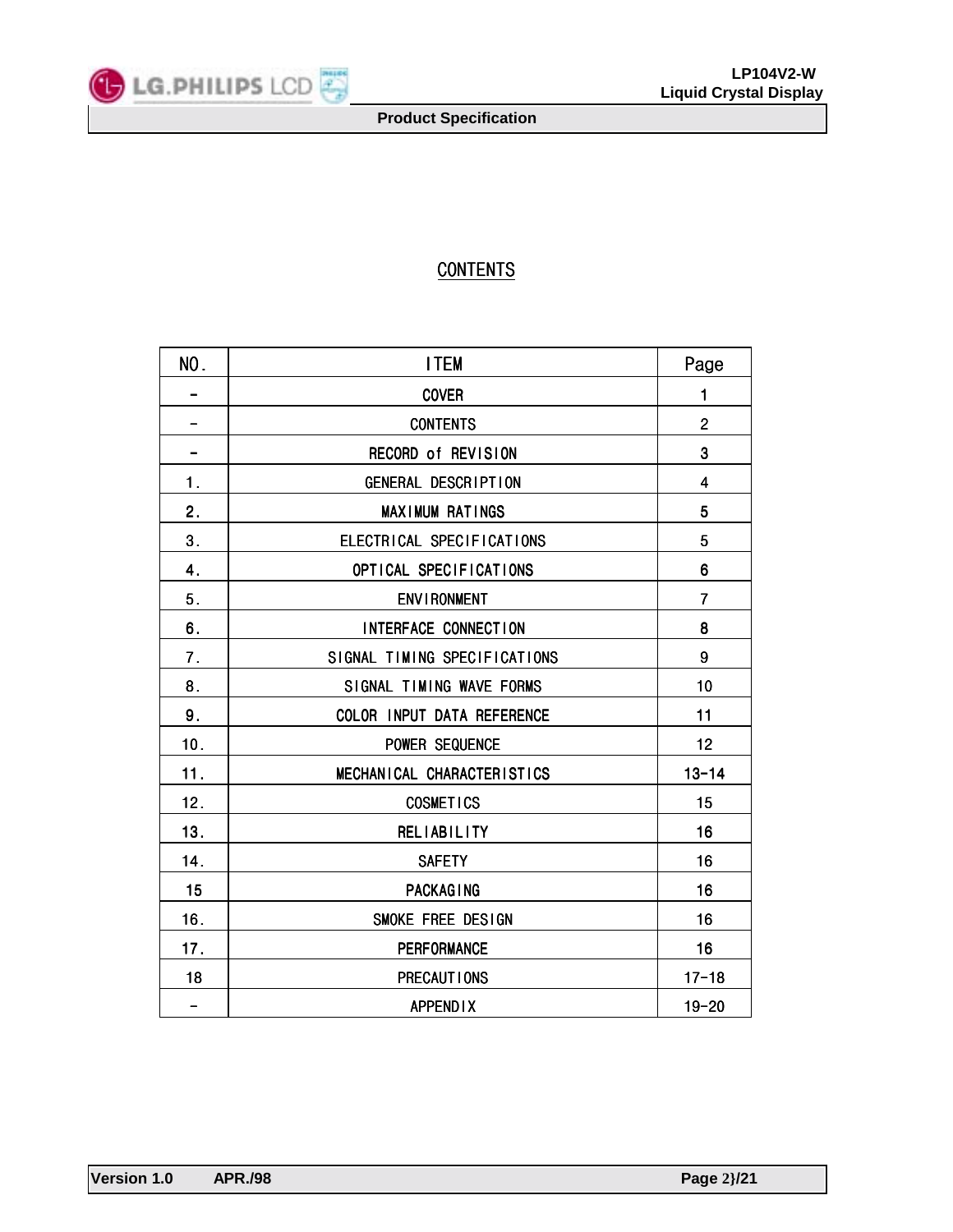# CONTENTS

| NO. | ITEM | Page |
|---|---|---|
| - | COVER | 1 |
| - | CONTENTS | 2 |
| - | RECORD of REVISION | 3 |
| 1. | GENERAL DESCRIPTION | 4 |
| 2. | MAXIMUM RATINGS | 5 |
| 3. | ELECTRICAL SPECIFICATIONS | 5 |
| 4. | OPTICAL SPECIFICATIONS | 6 |
| 5. | ENVIRONMENT | 7 |
| 6. | INTERFACE CONNECTION | 8 |
| 7. | SIGNAL TIMING SPECIFICATIONS | 9 |
| 8. | SIGNAL TIMING WAVE FORMS | 10 |
| 9. | COLOR INPUT DATA REFERENCE | 11 |
| 10. | POWER SEQUENCE | 12 |
| 11. | MECHANICAL CHARACTERISTICS | 13-14 |
| 12. | COSMETICS | 15 |
| 13. | RELIABILITY | 16 |
| 14. | SAFETY | 16 |
| 15 | PACKAGING | 16 |
| 16. | SMOKE FREE DESIGN | 16 |
| 17. | PERFORMANCE | 16 |
| 18 | PRECAUTIONS | 17-18 |
| - | APPENDIX | 19-20 |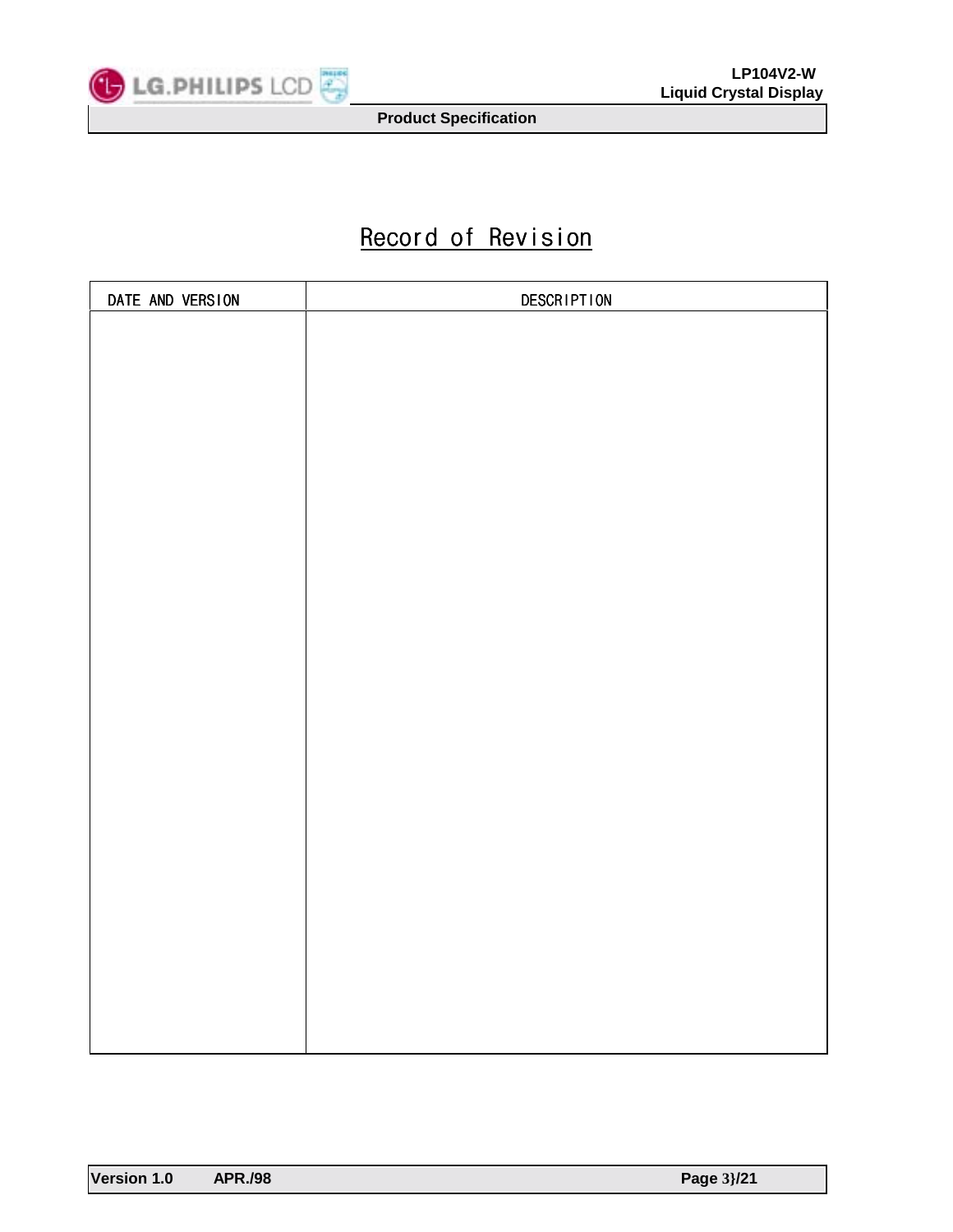# Record of Revision

| DATE AND VERSION | DESCRIPTION |
|---|---|
| | |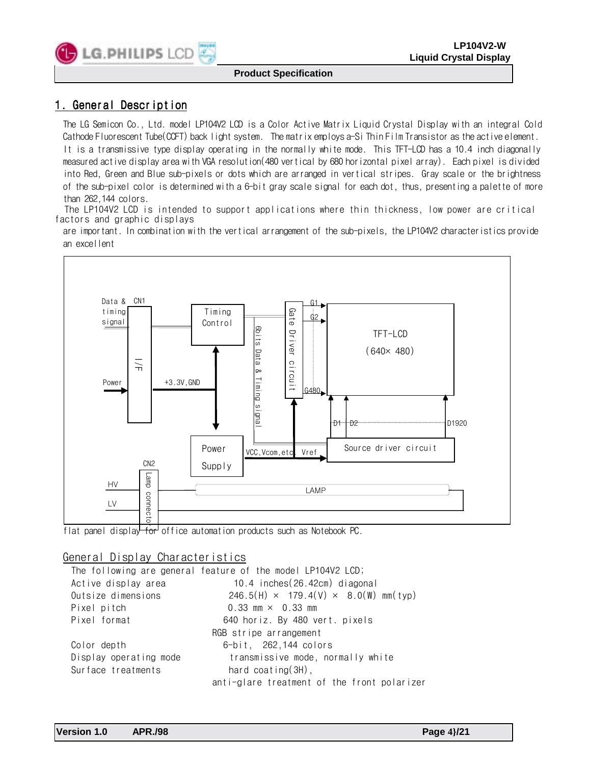# 1. General Description

The LG Semicon Co., Ltd. model LP104V2 LCD is a Color Active Matrix Liquid Crystal Display with an integral Cold Cathode Fluorescent Tube(CCFT) back light system. The matrix employs a-Si Thin Film Transistor as the active element. It is a transmissive type display operating in the normally white mode. This TFT-LCD has a 10.4 inch diagonally measured active display area with VGA resolution(480 vertical by 680 horizontal pixel array). Each pixel is divided into Red, Green and Blue sub-pixels or dots which are arranged in vertical stripes. Gray scale or the brightness of the sub-pixel color is determined with a 6-bit gray scale signal for each dot, thus, presenting a palette of more than 262,144 colors.

The LP104V2 LCD is intended to support applications where thin thickness, low power are critical factors and graphic displays are important. In combination with the vertical arrangement of the sub-pixels, the LP104V2 characteristics provide an excellent flat panel display for office automation products such as Notebook PC.

## General Display Characteristics

The following are general feature of the model LP104V2 LCD;

| | |
|---|---|
| Active display area | 10.4 inches(26.42cm) diagonal |
| Outsize dimensions | 246.5(H) × 179.4(V) × 8.0(W) mm(typ) |
| Pixel pitch | 0.33 mm × 0.33 mm |
| Pixel format | 640 horiz. By 480 vert. pixels RGB stripe arrangement |
| Color depth | 6-bit, 262,144 colors |
| Display operating mode | transmissive mode, normally white |
| Surface treatments | hard coating(3H), anti-glare treatment of the front polarizer |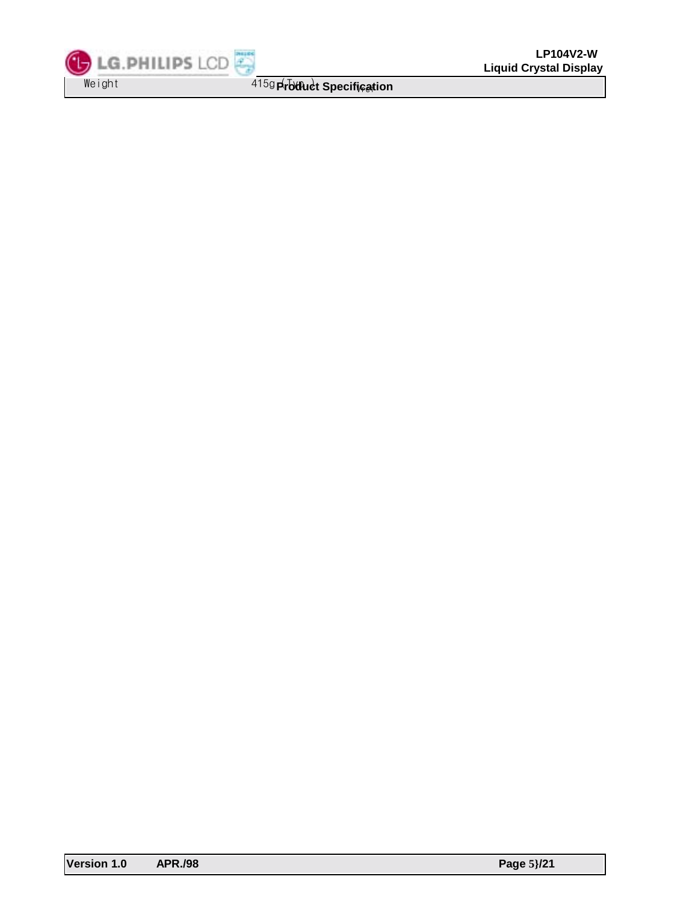| Weight | 415g (Typ.) |
| --- | --- |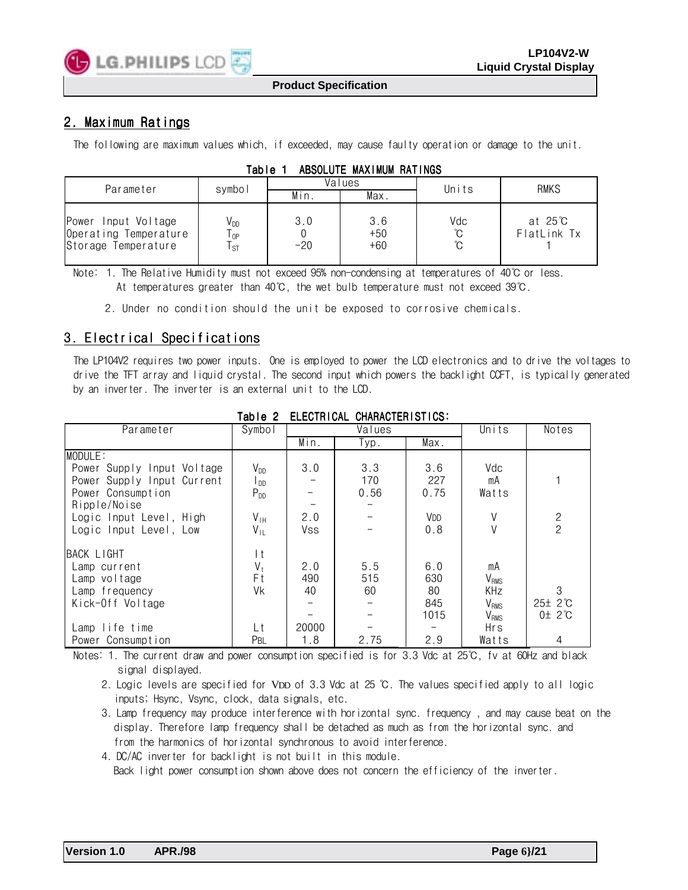## 2. Maximum Ratings

The following are maximum values which, if exceeded, may cause faulty operation or damage to the unit.

**Table 1 ABSOLUTE MAXIMUM RATINGS**

| Parameter | symbol | Values | | Units | RMKS |
|---|---|---|---|---|---|
| | | Min. | Max. | | |
| Power Input Voltage | $V_{DD}$ | 3.0 | 3.6 | Vdc | at 25℃ FlatLink Tx |
| Operating Temperature | $T_{OP}$ | 0 | +50 | ℃ | |
| Storage Temperature | $T_{ST}$ | -20 | +60 | ℃ | 1 |

Note: 1. The Relative Humidity must not exceed 95% non-condensing at temperatures of 40℃ or less. At temperatures greater than 40℃, the wet bulb temperature must not exceed 39℃.

2. Under no condition should the unit be exposed to corrosive chemicals.

## 3. Electrical Specifications

The LP104V2 requires two power inputs. One is employed to power the LCD electronics and to drive the voltages to drive the TFT array and liquid crystal. The second input which powers the backlight CCFT, is typically generated by an inverter. The inverter is an external unit to the LCD.

**Table 2 ELECTRICAL CHARACTERISTICS:**

| Parameter | Symbol | Values | | | Units | Notes |
|---|---|---|---|---|---|---|
| | | Min. | Typ. | Max. | | |
| MODULE: | | | | | | |
| Power Supply Input Voltage | $V_{DD}$ | 3.0 | 3.3 | 3.6 | Vdc | |
| Power Supply Input Current | $I_{DD}$ | - | 170 | 227 | mA | 1 |
| Power Consumption | $P_{DD}$ | - | 0.56 | 0.75 | Watts | |
| Ripple/Noise | | - | - | | | |
| Logic Input Level, High | $V_{IH}$ | 2.0 | - | VDD | V | 2 |
| Logic Input Level, Low | $V_{IL}$ | Vss | - | 0.8 | V | 2 |
| BACK LIGHT | It | | | | | |
| Lamp current | $V_t$ | 2.0 | 5.5 | 6.0 | mA | |
| Lamp voltage | Ft | 490 | 515 | 630 | $V_{RMS}$ | |
| Lamp frequency | Vk | 40 | 60 | 80 | KHz | 3 |
| Kick-Off Voltage | | - | - | 845 | $V_{RMS}$ | 25± 2℃ |
| | | - | - | 1015 | $V_{RMS}$ | 0± 2℃ |
| Lamp life time | Lt | 20000 | - | - | Hrs | |
| Power Consumption | PBL | 1.8 | 2.75 | 2.9 | Watts | 4 |

Notes: 1. The current draw and power consumption specified is for 3.3 Vdc at 25℃, fv at 60Hz and black signal displayed.

2. Logic levels are specified for VDD of 3.3 Vdc at 25 ℃. The values specified apply to all logic inputs; Hsync, Vsync, clock, data signals, etc.

3. Lamp frequency may produce interference with horizontal sync. frequency , and may cause beat on the display. Therefore lamp frequency shall be detached as much as from the horizontal sync. and from the harmonics of horizontal synchronous to avoid interference.

4. DC/AC inverter for backlight is not built in this module. Back light power consumption shown above does not concern the efficiency of the inverter.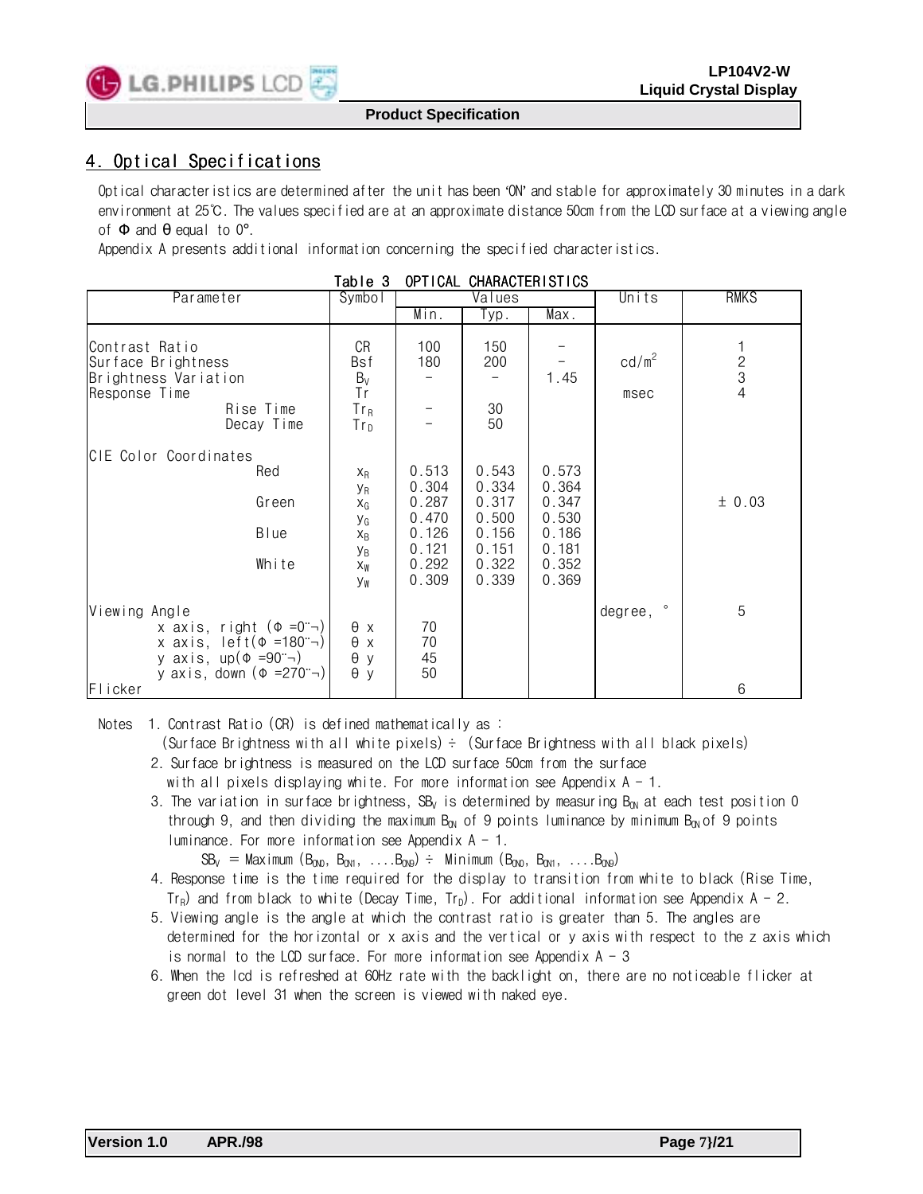## 4. Optical Specifications

Optical characteristics are determined after the unit has been 'ON' and stable for approximately 30 minutes in a dark environment at 25℃. The values specified are at an approximate distance 50cm from the LCD surface at a viewing angle of Φ and θ equal to 0°.

Appendix A presents additional information concerning the specified characteristics.

Table 3 OPTICAL CHARACTERISTICS

| Parameter | Symbol | Values | | | Units | RMKS |
|---|---|---|---|---|---|---|
| | | Min. | Typ. | Max. | | |
| Contrast Ratio | CR | 100 | 150 | - | | 1 |
| Surface Brightness | Bsf | 180 | 200 | - | $cd/m^2$ | 2 |
| Brightness Variation | $B_V$ | - | - | 1.45 | | 3 |
| Response Time | Tr | | | | msec | 4 |
| Rise Time | $Tr_R$ | - | 30 | | | |
| Decay Time | $Tr_D$ | - | 50 | | | |
| CIE Color Coordinates | | | | | | |
| Red | $x_R$ | 0.513 | 0.543 | 0.573 | | |
| | $y_R$ | 0.304 | 0.334 | 0.364 | | |
| Green | $x_G$ | 0.287 | 0.317 | 0.347 | | ± 0.03 |
| | $y_G$ | 0.470 | 0.500 | 0.530 | | |
| Blue | $x_B$ | 0.126 | 0.156 | 0.186 | | |
| | $y_B$ | 0.121 | 0.151 | 0.181 | | |
| White | $x_W$ | 0.292 | 0.322 | 0.352 | | |
| | $y_W$ | 0.309 | 0.339 | 0.369 | | |
| Viewing Angle | | | | | degree, ° | 5 |
| x axis, right (Φ =0°) | θ x | 70 | | | | |
| x axis, left(Φ =180°) | θ x | 70 | | | | |
| y axis, up(Φ =90°) | θ y | 45 | | | | |
| y axis, down (Φ =270°) | θ y | 50 | | | | |
| Flicker | | | | | | 6 |

Notes

1. Contrast Ratio (CR) is defined mathematically as :
   (Surface Brightness with all white pixels) ÷ (Surface Brightness with all black pixels)
2. Surface brightness is measured on the LCD surface 50cm from the surface with all pixels displaying white. For more information see Appendix A - 1.
3. The variation in surface brightness, $SB_V$ is determined by measuring $B_{ON}$ at each test position 0 through 9, and then dividing the maximum $B_{ON}$ of 9 points luminance by minimum $B_{ON}$ of 9 points luminance. For more information see Appendix A - 1.
   $SB_V$ = Maximum ($B_{ON0}$, $B_{ON1}$, ....$B_{ON9}$) ÷ Minimum ($B_{ON0}$, $B_{ON1}$, ....$B_{ON9}$)
4. Response time is the time required for the display to transition from white to black (Rise Time, $Tr_R$) and from black to white (Decay Time, $Tr_D$). For additional information see Appendix A - 2.
5. Viewing angle is the angle at which the contrast ratio is greater than 5. The angles are determined for the horizontal or x axis and the vertical or y axis with respect to the z axis which is normal to the LCD surface. For more information see Appendix A - 3
6. When the lcd is refreshed at 60Hz rate with the backlight on, there are no noticeable flicker at green dot level 31 when the screen is viewed with naked eye.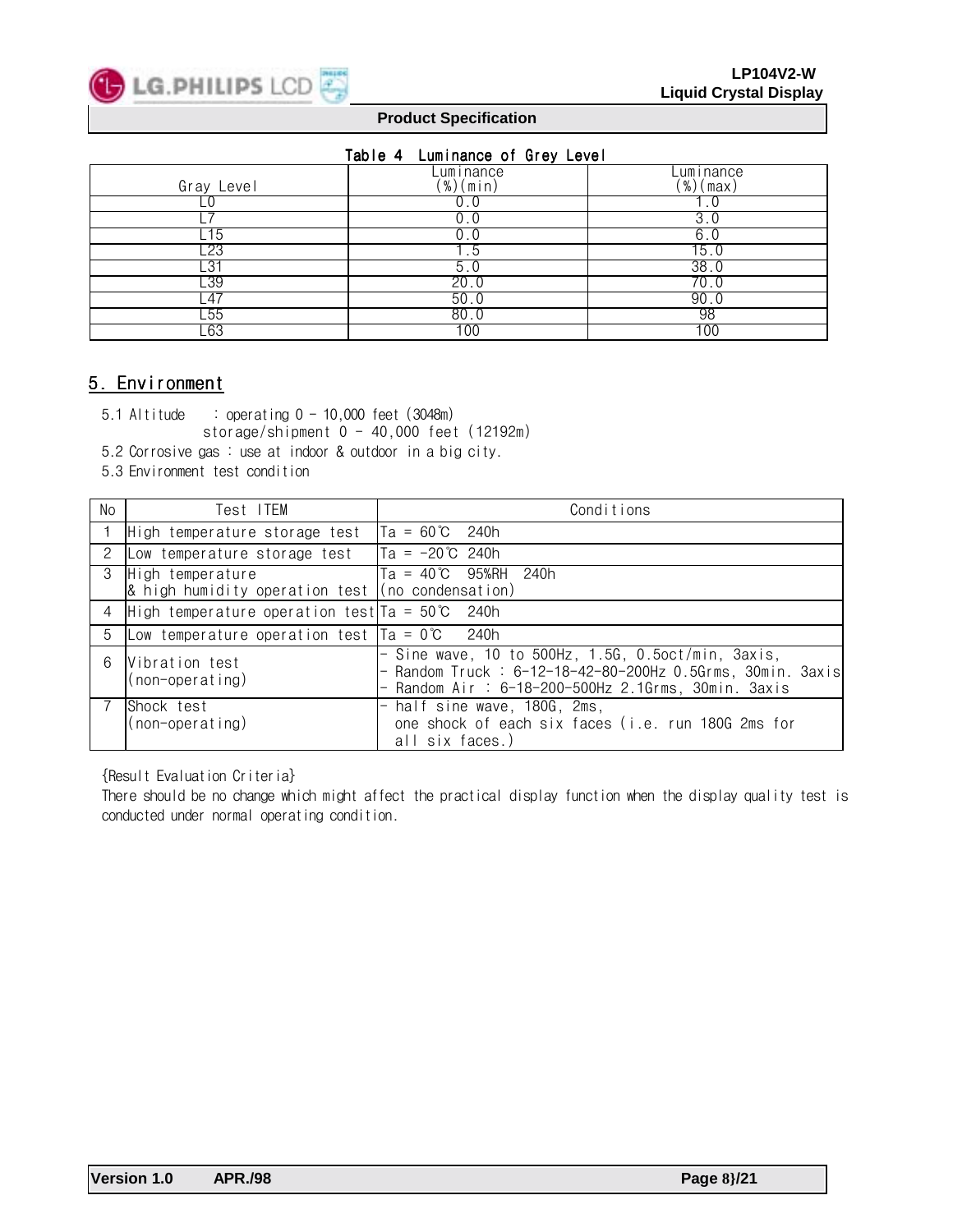Table 4 Luminance of Grey Level

| Gray Level | Luminance (%)(min) | Luminance (%)(max) |
|---|---|---|
| L0 | 0.0 | 1.0 |
| L7 | 0.0 | 3.0 |
| L15 | 0.0 | 6.0 |
| L23 | 1.5 | 15.0 |
| L31 | 5.0 | 38.0 |
| L39 | 20.0 | 70.0 |
| L47 | 50.0 | 90.0 |
| L55 | 80.0 | 98 |
| L63 | 100 | 100 |

## 5. Environment

5.1 Altitude : operating 0 - 10,000 feet (3048m)
storage/shipment 0 - 40,000 feet (12192m)

5.2 Corrosive gas : use at indoor & outdoor in a big city.

5.3 Environment test condition

| No | Test ITEM | Conditions |
|---|---|---|
| 1 | High temperature storage test | Ta = 60℃ 240h |
| 2 | Low temperature storage test | Ta = -20℃ 240h |
| 3 | High temperature & high humidity operation test | Ta = 40℃ 95%RH 240h (no condensation) |
| 4 | High temperature operation test | Ta = 50℃ 240h |
| 5 | Low temperature operation test | Ta = 0℃ 240h |
| 6 | Vibration test (non-operating) | - Sine wave, 10 to 500Hz, 1.5G, 0.5oct/min, 3axis,<br>- Random Truck : 6-12-18-42-80-200Hz 0.5Grms, 30min. 3axis<br>- Random Air : 6-18-200-500Hz 2.1Grms, 30min. 3axis |
| 7 | Shock test (non-operating) | - half sine wave, 180G, 2ms, one shock of each six faces (i.e. run 180G 2ms for all six faces.) |

{Result Evaluation Criteria}

There should be no change which might affect the practical display function when the display quality test is conducted under normal operating condition.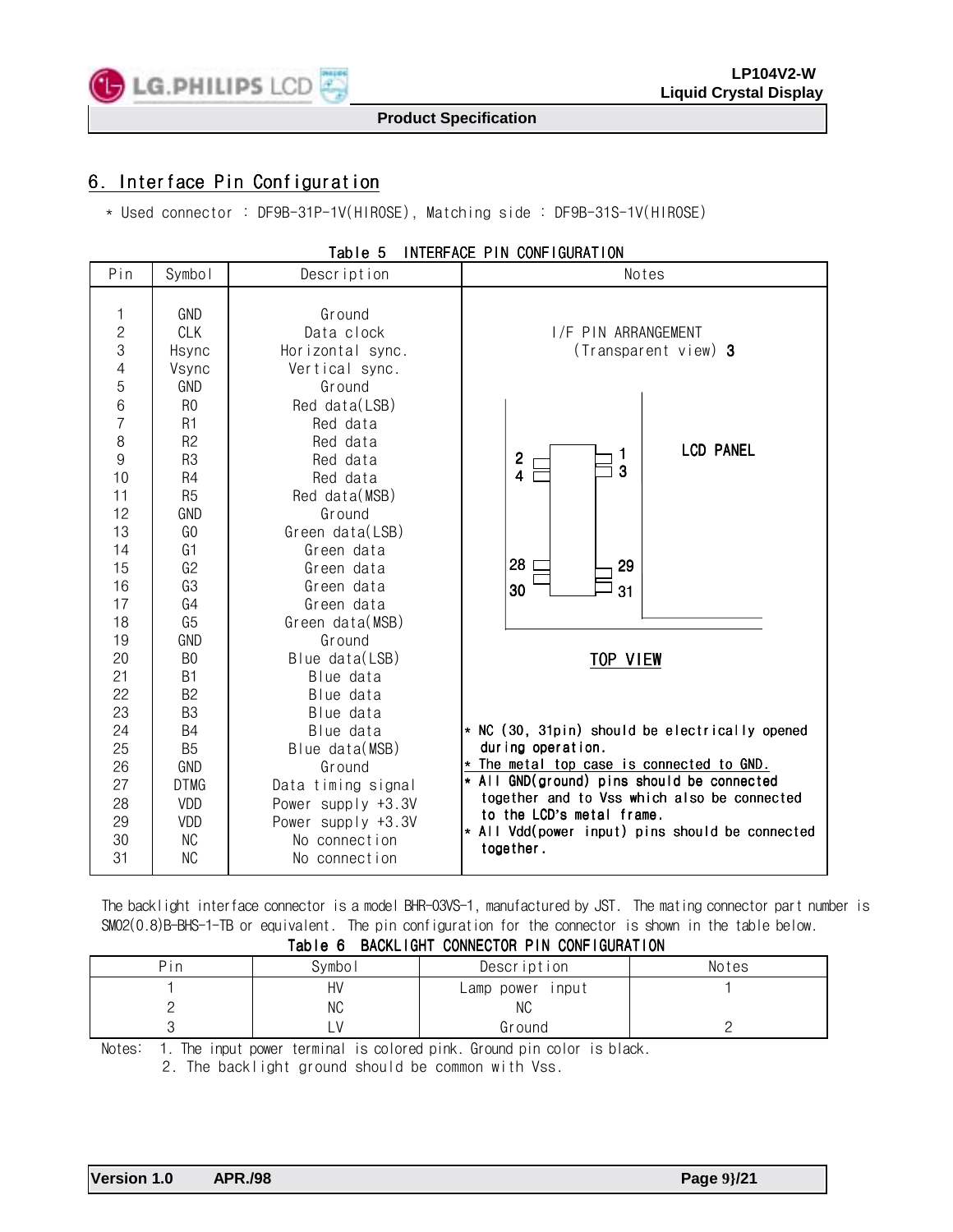## 6. Interface Pin Configuration

* Used connector : DF9B-31P-1V(HIROSE), Matching side : DF9B-31S-1V(HIROSE)

Table 5 INTERFACE PIN CONFIGURATION

| Pin | Symbol | Description | Notes |
|---|---|---|---|
| 1 | GND | Ground | I/F PIN ARRANGEMENT (Transparent view) 3 |
| 2 | CLK | Data clock | |
| 3 | Hsync | Horizontal sync. | |
| 4 | Vsync | Vertical sync. | |
| 5 | GND | Ground | |
| 6 | R0 | Red data(LSB) | |
| 7 | R1 | Red data | |
| 8 | R2 | Red data | 2, 4 / 1, 3 — LCD PANEL |
| 9 | R3 | Red data | |
| 10 | R4 | Red data | |
| 11 | R5 | Red data(MSB) | |
| 12 | GND | Ground | |
| 13 | G0 | Green data(LSB) | |
| 14 | G1 | Green data | |
| 15 | G2 | Green data | 28, 30 / 29, 31 |
| 16 | G3 | Green data | |
| 17 | G4 | Green data | |
| 18 | G5 | Green data(MSB) | |
| 19 | GND | Ground | |
| 20 | B0 | Blue data(LSB) | TOP VIEW |
| 21 | B1 | Blue data | |
| 22 | B2 | Blue data | |
| 23 | B3 | Blue data | |
| 24 | B4 | Blue data | * NC (30, 31pin) should be electrically opened during operation. |
| 25 | B5 | Blue data(MSB) | |
| 26 | GND | Ground | * The metal top case is connected to GND. |
| 27 | DTMG | Data timing signal | * All GND(ground) pins should be connected together and to Vss which also be connected to the LCD's metal frame. |
| 28 | VDD | Power supply +3.3V | |
| 29 | VDD | Power supply +3.3V | * All Vdd(power input) pins should be connected together. |
| 30 | NC | No connection | |
| 31 | NC | No connection | |

The backlight interface connector is a model BHR-03VS-1, manufactured by JST. The mating connector part number is SM02(0.8)B-BHS-1-TB or equivalent. The pin configuration for the connector is shown in the table below.

Table 6 BACKLIGHT CONNECTOR PIN CONFIGURATION

| Pin | Symbol | Description | Notes |
|---|---|---|---|
| 1 | HV | Lamp power input | 1 |
| 2 | NC | NC | |
| 3 | LV | Ground | 2 |

Notes: 1. The input power terminal is colored pink. Ground pin color is black.
2. The backlight ground should be common with Vss.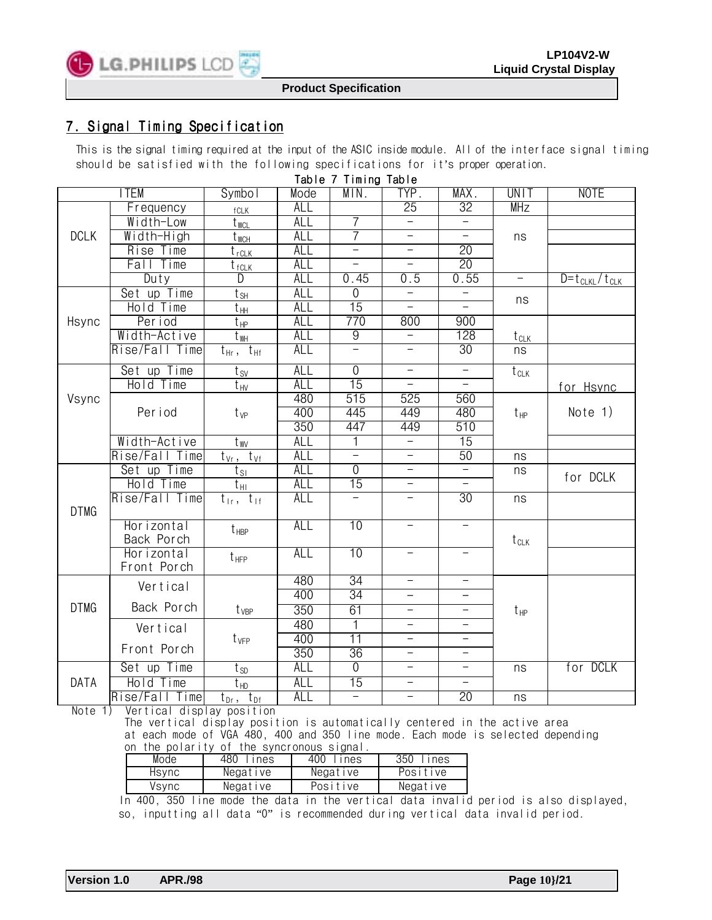## 7. Signal Timing Specification

This is the signal timing required at the input of the ASIC inside module. All of the interface signal timing should be satisfied with the following specifications for it's proper operation.

Table 7 Timing Table

| ITEM | | Symbol | Mode | MIN. | TYP. | MAX. | UNIT | NOTE |
|---|---|---|---|---|---|---|---|---|
| DCLK | Frequency | $f_{CLK}$ | ALL | | 25 | 32 | MHz | |
| | Width-Low | $t_{WCL}$ | ALL | 7 | - | - | ns | |
| | Width-High | $t_{WCH}$ | ALL | 7 | - | - | | |
| | Rise Time | $t_{rCLK}$ | ALL | - | - | 20 | | |
| | Fall Time | $t_{fCLK}$ | ALL | - | - | 20 | | |
| | Duty | D | ALL | 0.45 | 0.5 | 0.55 | - | $D=t_{CLKL}/t_{CLK}$ |
| Hsync | Set up Time | $t_{SH}$ | ALL | 0 | - | - | ns | |
| | Hold Time | $t_{HH}$ | ALL | 15 | - | - | | |
| | Period | $t_{HP}$ | ALL | 770 | 800 | 900 | $t_{CLK}$ | |
| | Width-Active | $t_{WH}$ | ALL | 9 | - | 128 | | |
| | Rise/Fall Time | $t_{Hr}$, $t_{Hf}$ | ALL | - | - | 30 | ns | |
| Vsync | Set up Time | $t_{SV}$ | ALL | 0 | - | - | $t_{CLK}$ | for Hsync |
| | Hold Time | $t_{HV}$ | ALL | 15 | - | - | | |
| | Period | $t_{VP}$ | 480 | 515 | 525 | 560 | $t_{HP}$ | Note 1) |
| | | | 400 | 445 | 449 | 480 | | |
| | | | 350 | 447 | 449 | 510 | | |
| | Width-Active | $t_{WV}$ | ALL | 1 | - | 15 | | |
| | Rise/Fall Time | $t_{Vr}$, $t_{Vf}$ | ALL | - | - | 50 | ns | |
| DTMG | Set up Time | $t_{SI}$ | ALL | 0 | - | - | ns | for DCLK |
| | Hold Time | $t_{HI}$ | ALL | 15 | - | - | | |
| | Rise/Fall Time | $t_{Ir}$, $t_{If}$ | ALL | - | - | 30 | ns | |
| | Horizontal Back Porch | $t_{HBP}$ | ALL | 10 | - | - | $t_{CLK}$ | |
| | Horizontal Front Porch | $t_{HFP}$ | ALL | 10 | - | - | | |
| DTMG | Vertical Back Porch | $t_{VBP}$ | 480 | 34 | - | - | $t_{HP}$ | |
| | | | 400 | 34 | - | - | | |
| | | | 350 | 61 | - | - | | |
| | Vertical Front Porch | $t_{VFP}$ | 480 | 1 | - | - | | |
| | | | 400 | 11 | - | - | | |
| | | | 350 | 36 | - | - | | |
| DATA | Set up Time | $t_{SD}$ | ALL | 0 | - | - | ns | for DCLK |
| | Hold Time | $t_{HD}$ | ALL | 15 | - | - | | |
| | Rise/Fall Time | $t_{Dr}$, $t_{Df}$ | ALL | - | - | 20 | ns | |

Note 1) Vertical display position

The vertical display position is automatically centered in the active area at each mode of VGA 480, 400 and 350 line mode. Each mode is selected depending on the polarity of the syncronous signal.

| Mode | 480 lines | 400 lines | 350 lines |
|---|---|---|---|
| Hsync | Negative | Negative | Positive |
| Vsync | Negative | Positive | Negative |

In 400, 350 line mode the data in the vertical data invalid period is also displayed, so, inputting all data "0" is recommended during vertical data invalid period.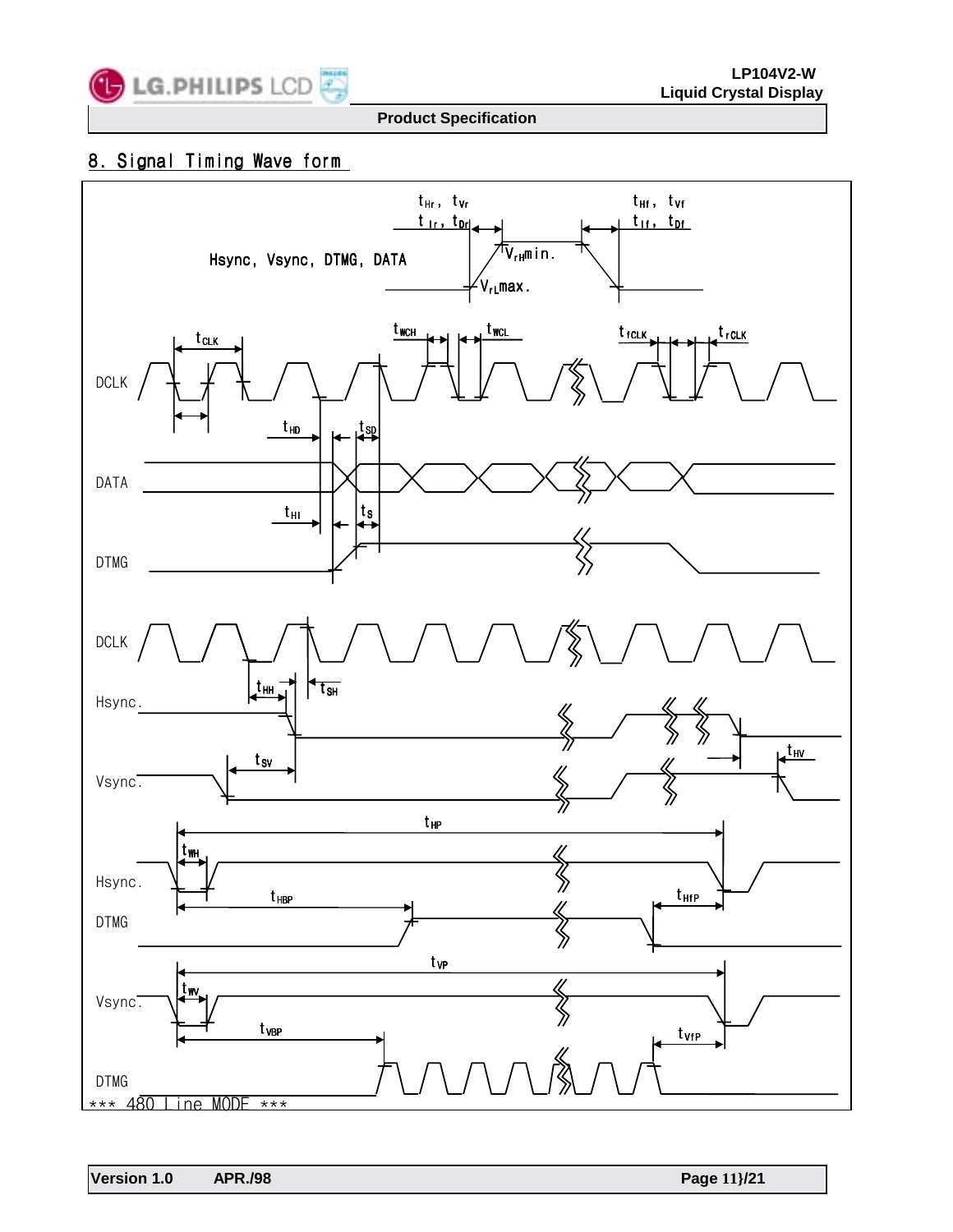## 8. Signal Timing Wave form

Hsync, Vsync, DTMG, DATA

$t_{Hr}$, $t_{Vr}$

$t_{Ir}$, $t_{Dr}$

$t_{Hf}$, $t_{Vf}$

$t_{If}$, $t_{Df}$

$V_{rH}$min.

$V_{rL}$max.

DCLK

$t_{CLK}$

$t_{WCH}$

$t_{WCL}$

$t_{fCLK}$

$t_{rCLK}$

$t_{HD}$

$t_{SD}$

DATA

$t_{HI}$

$t_S$

DTMG

DCLK

$t_{HH}$

$t_{SH}$

Hsync.

$t_{SV}$

$t_{HV}$

Vsync.

$t_{HP}$

$t_{WH}$

Hsync.

$t_{HBP}$

$t_{HfP}$

DTMG

$t_{VP}$

$t_{WV}$

Vsync.

$t_{VBP}$

$t_{VfP}$

DTMG

\*\*\* 480 Line MODE \*\*\*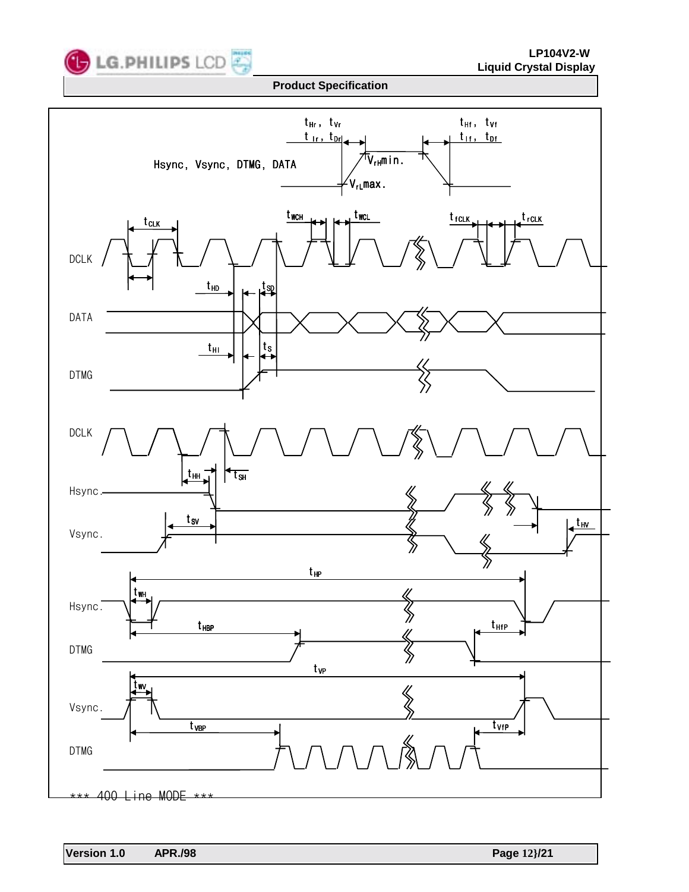Hsync, Vsync, DTMG, DATA

$t_{Hr}$, $t_{Vr}$, $t_{Ir}$, $t_{Dr}$

$t_{Hf}$, $t_{Vf}$, $t_{If}$, $t_{Df}$

$V_{rH}$min.

$V_{rL}$max.

DCLK

$t_{CLK}$ $t_{WCH}$ $t_{WCL}$ $t_{fCLK}$ $t_{rCLK}$

DATA

$t_{HD}$ $t_{SD}$

DTMG

$t_{HI}$ $t_S$

DCLK

Hsync.

$t_{HH}$ $t_{SH}$

Vsync.

$t_{SV}$ $t_{HV}$

Hsync.

$t_{HP}$ $t_{WH}$

DTMG

$t_{HBP}$ $t_{HfP}$

Vsync.

$t_{VP}$ $t_{WV}$

DTMG

$t_{VBP}$ $t_{VfP}$

*** 400 Line MODE ***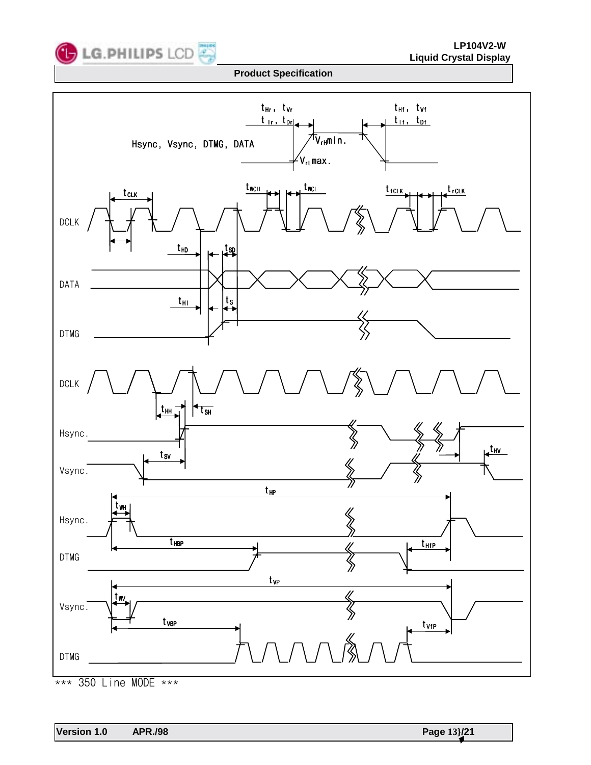*** 350 Line MODE ***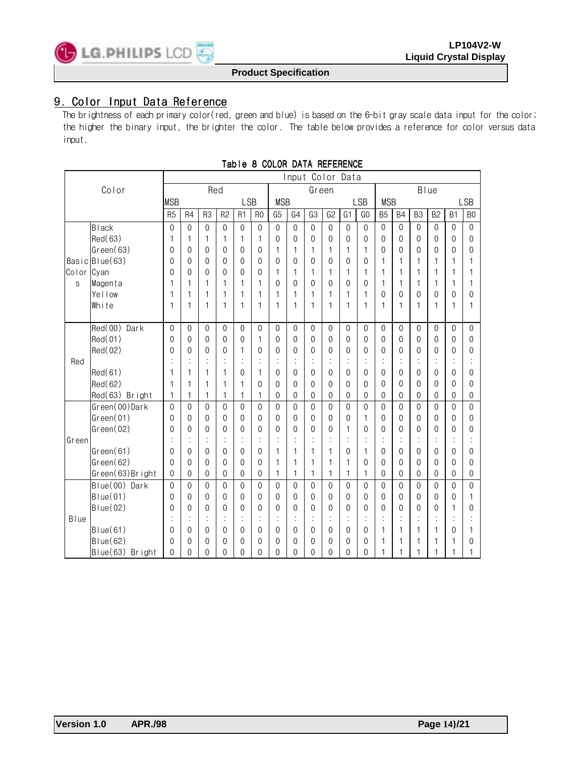## 9. Color Input Data Reference

The brightness of each primary color(red, green and blue) is based on the 6-bit gray scale data input for the color; the higher the binary input, the brighter the color. The table below provides a reference for color versus data input.

**Table 8 COLOR DATA REFERENCE**

| Color | | Input Color Data | | | | | | | | | | | | | | | | | |
|---|---|---|---|---|---|---|---|---|---|---|---|---|---|---|---|---|---|---|---|
| | | Red | | | | | | Green | | | | | | Blue | | | | | |
| | | MSB | | | | | LSB | MSB | | | | | LSB | MSB | | | | | LSB |
| | | R5 | R4 | R3 | R2 | R1 | R0 | G5 | G4 | G3 | G2 | G1 | G0 | B5 | B4 | B3 | B2 | B1 | B0 |
| Basic Colors | Black | 0 | 0 | 0 | 0 | 0 | 0 | 0 | 0 | 0 | 0 | 0 | 0 | 0 | 0 | 0 | 0 | 0 | 0 |
| | Red(63) | 1 | 1 | 1 | 1 | 1 | 1 | 0 | 0 | 0 | 0 | 0 | 0 | 0 | 0 | 0 | 0 | 0 | 0 |
| | Green(63) | 0 | 0 | 0 | 0 | 0 | 0 | 1 | 1 | 1 | 1 | 1 | 1 | 0 | 0 | 0 | 0 | 0 | 0 |
| | Blue(63) | 0 | 0 | 0 | 0 | 0 | 0 | 0 | 0 | 0 | 0 | 0 | 0 | 1 | 1 | 1 | 1 | 1 | 1 |
| | Cyan | 0 | 0 | 0 | 0 | 0 | 0 | 1 | 1 | 1 | 1 | 1 | 1 | 1 | 1 | 1 | 1 | 1 | 1 |
| | Magenta | 1 | 1 | 1 | 1 | 1 | 1 | 0 | 0 | 0 | 0 | 0 | 0 | 1 | 1 | 1 | 1 | 1 | 1 |
| | Yellow | 1 | 1 | 1 | 1 | 1 | 1 | 1 | 1 | 1 | 1 | 1 | 1 | 0 | 0 | 0 | 0 | 0 | 0 |
| | White | 1 | 1 | 1 | 1 | 1 | 1 | 1 | 1 | 1 | 1 | 1 | 1 | 1 | 1 | 1 | 1 | 1 | 1 |
| Red | Red(00) Dark | 0 | 0 | 0 | 0 | 0 | 0 | 0 | 0 | 0 | 0 | 0 | 0 | 0 | 0 | 0 | 0 | 0 | 0 |
| | Red(01) | 0 | 0 | 0 | 0 | 0 | 1 | 0 | 0 | 0 | 0 | 0 | 0 | 0 | 0 | 0 | 0 | 0 | 0 |
| | Red(02) | 0 | 0 | 0 | 0 | 1 | 0 | 0 | 0 | 0 | 0 | 0 | 0 | 0 | 0 | 0 | 0 | 0 | 0 |
| | | : | : | : | : | : | : | : | : | : | : | : | : | : | : | : | : | : | : |
| | Red(61) | 1 | 1 | 1 | 1 | 0 | 1 | 0 | 0 | 0 | 0 | 0 | 0 | 0 | 0 | 0 | 0 | 0 | 0 |
| | Red(62) | 1 | 1 | 1 | 1 | 1 | 0 | 0 | 0 | 0 | 0 | 0 | 0 | 0 | 0 | 0 | 0 | 0 | 0 |
| | Red(63) Bright | 1 | 1 | 1 | 1 | 1 | 1 | 0 | 0 | 0 | 0 | 0 | 0 | 0 | 0 | 0 | 0 | 0 | 0 |
| Green | Green(00)Dark | 0 | 0 | 0 | 0 | 0 | 0 | 0 | 0 | 0 | 0 | 0 | 0 | 0 | 0 | 0 | 0 | 0 | 0 |
| | Green(01) | 0 | 0 | 0 | 0 | 0 | 0 | 0 | 0 | 0 | 0 | 0 | 1 | 0 | 0 | 0 | 0 | 0 | 0 |
| | Green(02) | 0 | 0 | 0 | 0 | 0 | 0 | 0 | 0 | 0 | 0 | 1 | 0 | 0 | 0 | 0 | 0 | 0 | 0 |
| | | : | : | : | : | : | : | : | : | : | : | : | : | : | : | : | : | : | : |
| | Green(61) | 0 | 0 | 0 | 0 | 0 | 0 | 1 | 1 | 1 | 1 | 0 | 1 | 0 | 0 | 0 | 0 | 0 | 0 |
| | Green(62) | 0 | 0 | 0 | 0 | 0 | 0 | 1 | 1 | 1 | 1 | 1 | 0 | 0 | 0 | 0 | 0 | 0 | 0 |
| | Green(63)Bright | 0 | 0 | 0 | 0 | 0 | 0 | 1 | 1 | 1 | 1 | 1 | 1 | 0 | 0 | 0 | 0 | 0 | 0 |
| Blue | Blue(00) Dark | 0 | 0 | 0 | 0 | 0 | 0 | 0 | 0 | 0 | 0 | 0 | 0 | 0 | 0 | 0 | 0 | 0 | 0 |
| | Blue(01) | 0 | 0 | 0 | 0 | 0 | 0 | 0 | 0 | 0 | 0 | 0 | 0 | 0 | 0 | 0 | 0 | 0 | 1 |
| | Blue(02) | 0 | 0 | 0 | 0 | 0 | 0 | 0 | 0 | 0 | 0 | 0 | 0 | 0 | 0 | 0 | 0 | 1 | 0 |
| | | : | : | : | : | : | : | : | : | : | : | : | : | : | : | : | : | : | : |
| | Blue(61) | 0 | 0 | 0 | 0 | 0 | 0 | 0 | 0 | 0 | 0 | 0 | 0 | 1 | 1 | 1 | 1 | 0 | 1 |
| | Blue(62) | 0 | 0 | 0 | 0 | 0 | 0 | 0 | 0 | 0 | 0 | 0 | 0 | 1 | 1 | 1 | 1 | 1 | 0 |
| | Blue(63) Bright | 0 | 0 | 0 | 0 | 0 | 0 | 0 | 0 | 0 | 0 | 0 | 0 | 1 | 1 | 1 | 1 | 1 | 1 |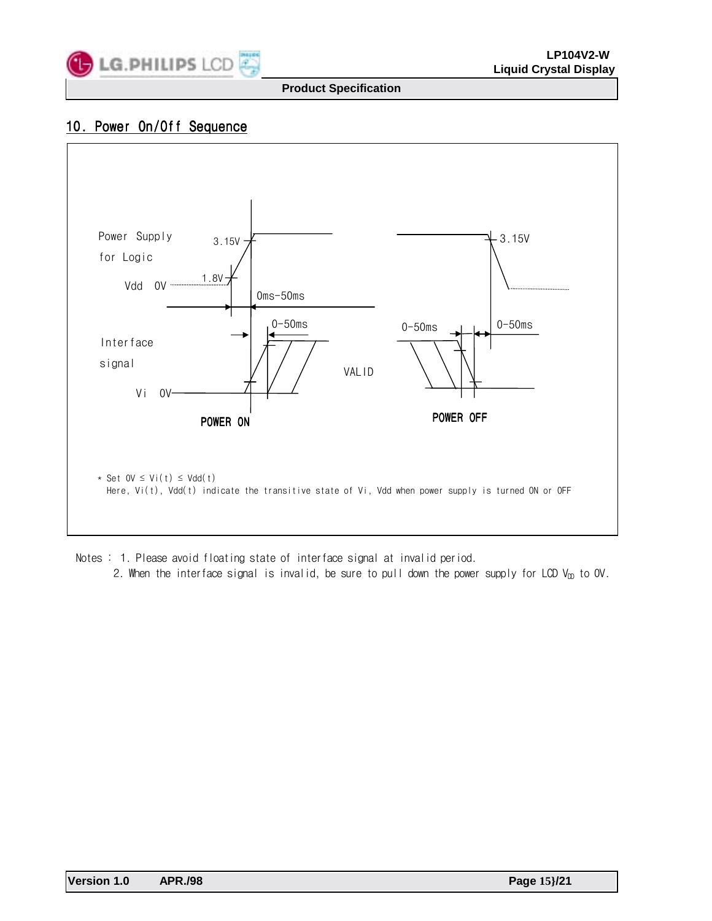## 10. Power On/Off Sequence

Power Supply for Logic

Vdd 0V

1.8V

3.15V

0ms-50ms

0-50ms

Interface signal

Vi 0V

VALID

POWER ON

POWER OFF

3.15V

0-50ms

0-50ms

* Set 0V ≤ Vi(t) ≤ Vdd(t)
  Here, Vi(t), Vdd(t) indicate the transitive state of Vi, Vdd when power supply is turned ON or OFF

Notes : 1. Please avoid floating state of interface signal at invalid period.
2. When the interface signal is invalid, be sure to pull down the power supply for LCD $V_{DD}$ to 0V.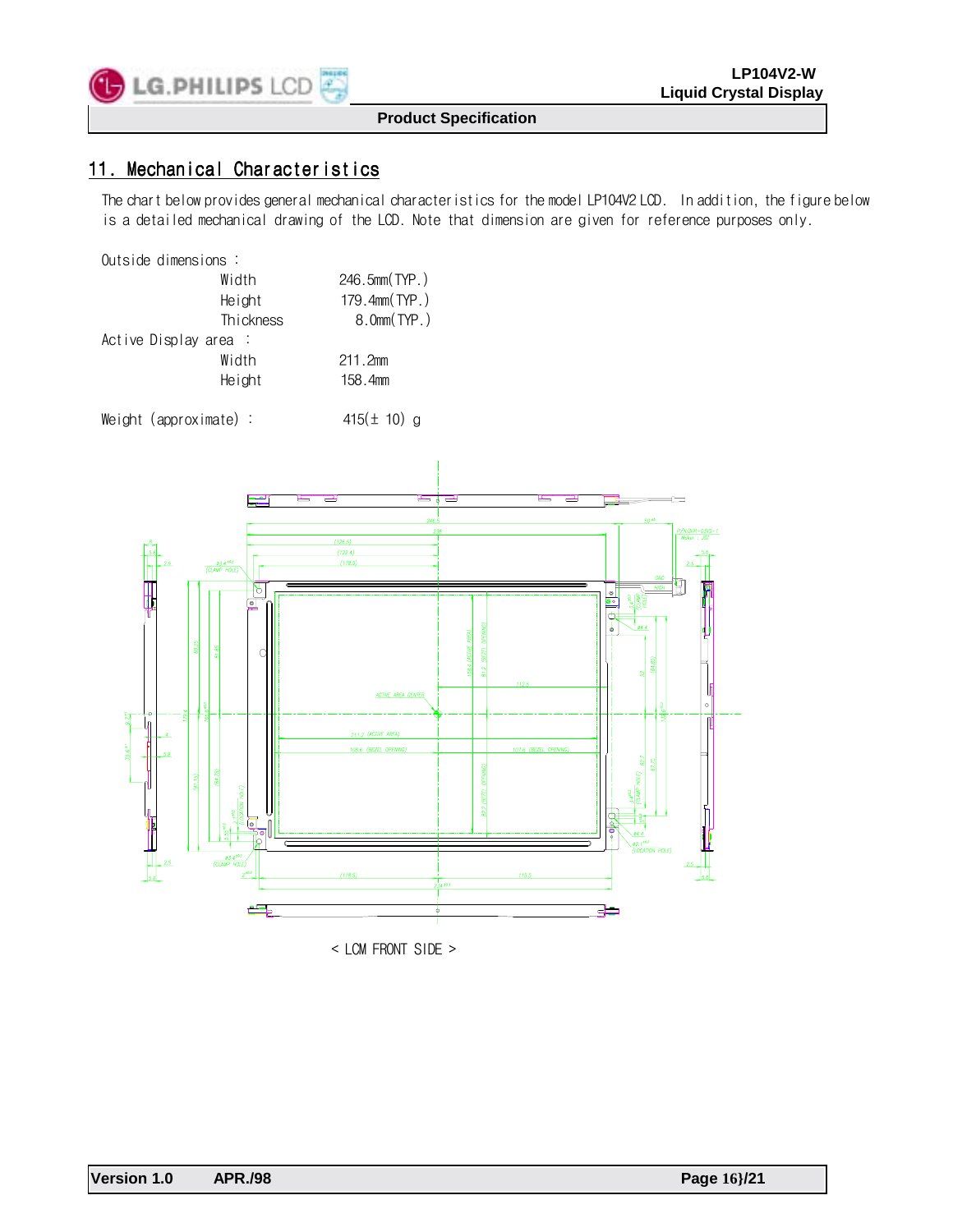## 11. Mechanical Characteristics

The chart below provides general mechanical characteristics for the model LP104V2 LCD. In addition, the figure below is a detailed mechanical drawing of the LCD. Note that dimension are given for reference purposes only.

| | | |
|---|---|---|
| Outside dimensions : | | |
| | Width | 246.5mm(TYP.) |
| | Height | 179.4mm(TYP.) |
| | Thickness | 8.0mm(TYP.) |
| Active Display area : | | |
| | Width | 211.2mm |
| | Height | 158.4mm |
| Weight (approximate) : | | 415(± 10) g |

< LCM FRONT SIDE >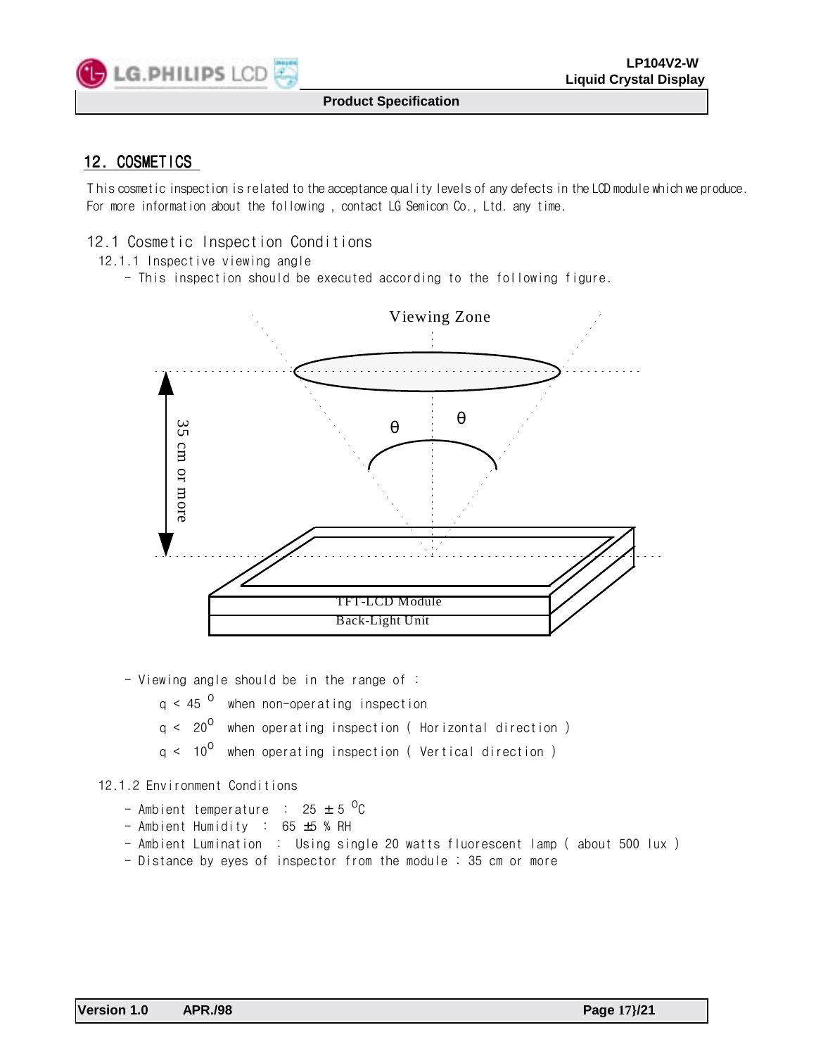## 12. COSMETICS

This cosmetic inspection is related to the acceptance quality levels of any defects in the LCD module which we produce. For more information about the following , contact LG Semicon Co., Ltd. any time.

### 12.1 Cosmetic Inspection Conditions

12.1.1 Inspective viewing angle

- This inspection should be executed according to the following figure.

Viewing Zone

θ θ

35 cm or more

TFT-LCD Module

Back-Light Unit

- Viewing angle should be in the range of :

  q < 45 $^{O}$ when non-operating inspection

  q < 20$^{O}$ when operating inspection ( Horizontal direction )

  q < 10$^{O}$ when operating inspection ( Vertical direction )

12.1.2 Environment Conditions

- Ambient temperature : 25 ± 5 $^{O}$C
- Ambient Humidity : 65 ±5 % RH
- Ambient Lumination : Using single 20 watts fluorescent lamp ( about 500 lux )
- Distance by eyes of inspector from the module : 35 cm or more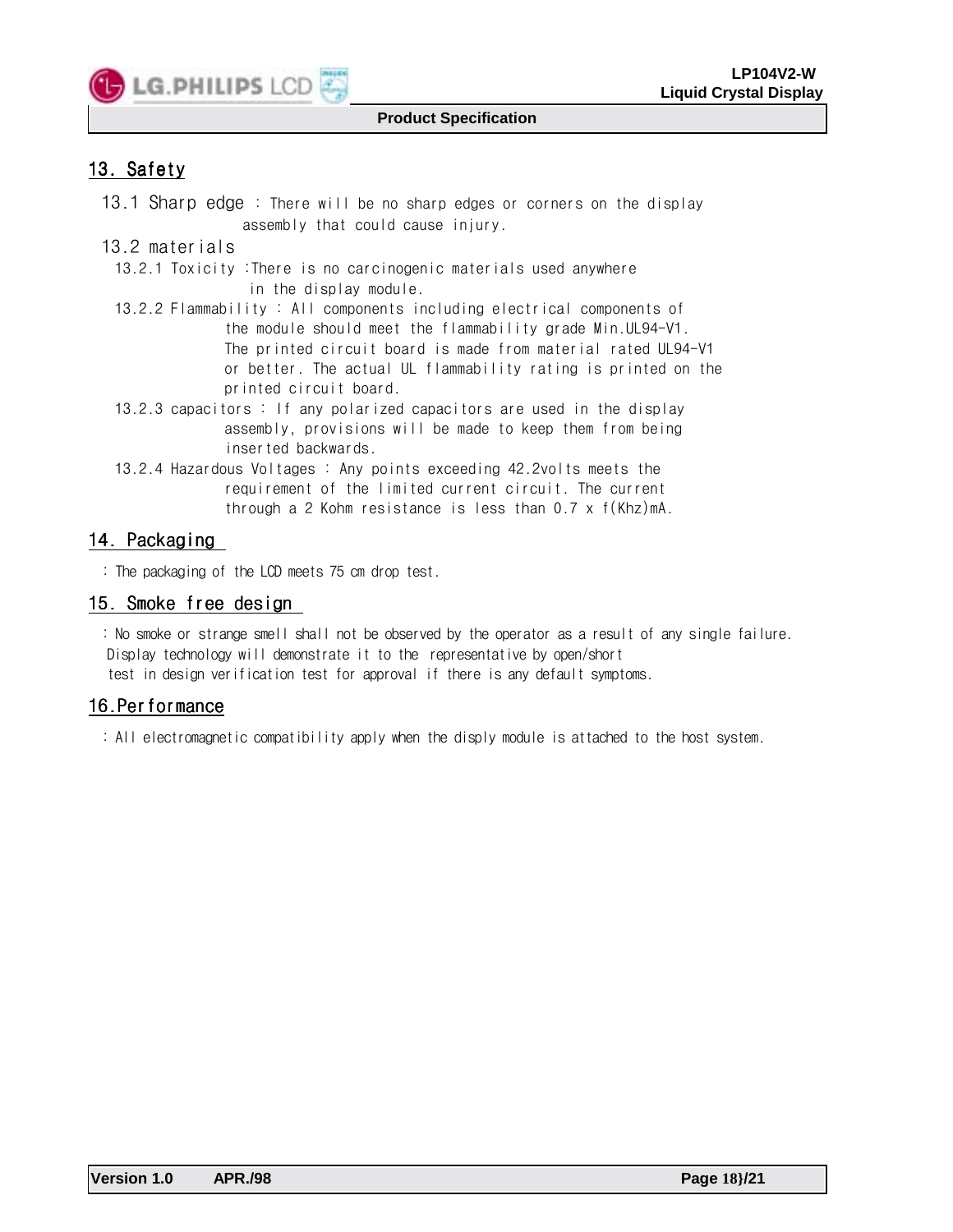## 13. Safety

### 13.1 Sharp edge : There will be no sharp edges or corners on the display assembly that could cause injury.

### 13.2 materials

13.2.1 Toxicity :There is no carcinogenic materials used anywhere in the display module.

13.2.2 Flammability : All components including electrical components of the module should meet the flammability grade Min.UL94-V1. The printed circuit board is made from material rated UL94-V1 or better. The actual UL flammability rating is printed on the printed circuit board.

13.2.3 capacitors : If any polarized capacitors are used in the display assembly, provisions will be made to keep them from being inserted backwards.

13.2.4 Hazardous Voltages : Any points exceeding 42.2volts meets the requirement of the limited current circuit. The current through a 2 Kohm resistance is less than 0.7 x f(Khz)mA.

## 14. Packaging

: The packaging of the LCD meets 75 cm drop test.

## 15. Smoke free design

: No smoke or strange smell shall not be observed by the operator as a result of any single failure. Display technology will demonstrate it to the representative by open/short test in design verification test for approval if there is any default symptoms.

## 16.Performance

: All electromagnetic compatibility apply when the disply module is attached to the host system.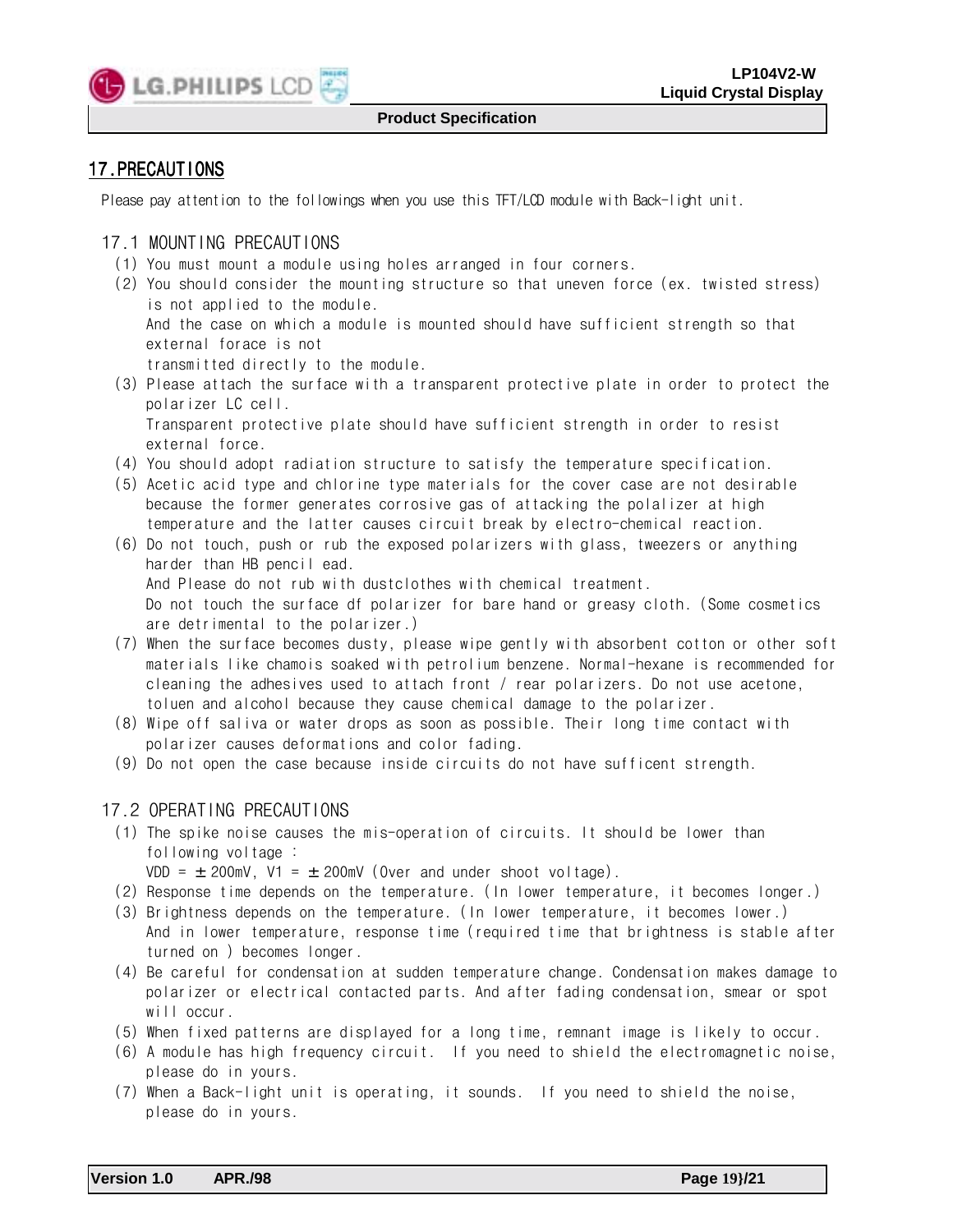## 17.PRECAUTIONS

Please pay attention to the followings when you use this TFT/LCD module with Back-light unit.

### 17.1 MOUNTING PRECAUTIONS

(1) You must mount a module using holes arranged in four corners.

(2) You should consider the mounting structure so that uneven force (ex. twisted stress) is not applied to the module.
And the case on which a module is mounted should have sufficient strength so that external forace is not
transmitted directly to the module.

(3) Please attach the surface with a transparent protective plate in order to protect the polarizer LC cell.
Transparent protective plate should have sufficient strength in order to resist external force.

(4) You should adopt radiation structure to satisfy the temperature specification.

(5) Acetic acid type and chlorine type materials for the cover case are not desirable because the former generates corrosive gas of attacking the polalizer at high temperature and the latter causes circuit break by electro-chemical reaction.

(6) Do not touch, push or rub the exposed polarizers with glass, tweezers or anything harder than HB pencil ead.
And Please do not rub with dustclothes with chemical treatment.
Do not touch the surface df polarizer for bare hand or greasy cloth. (Some cosmetics are detrimental to the polarizer.)

(7) When the surface becomes dusty, please wipe gently with absorbent cotton or other soft materials like chamois soaked with petrolium benzene. Normal-hexane is recommended for cleaning the adhesives used to attach front / rear polarizers. Do not use acetone, toluen and alcohol because they cause chemical damage to the polarizer.

(8) Wipe off saliva or water drops as soon as possible. Their long time contact with polarizer causes deformations and color fading.

(9) Do not open the case because inside circuits do not have sufficent strength.

### 17.2 OPERATING PRECAUTIONS

(1) The spike noise causes the mis-operation of circuits. It should be lower than following voltage :
VDD = ±200mV, V1 = ±200mV (Over and under shoot voltage).

(2) Response time depends on the temperature. (In lower temperature, it becomes longer.)

(3) Brightness depends on the temperature. (In lower temperature, it becomes lower.)
And in lower temperature, response time (required time that brightness is stable after turned on ) becomes longer.

(4) Be careful for condensation at sudden temperature change. Condensation makes damage to polarizer or electrical contacted parts. And after fading condensation, smear or spot will occur.

(5) When fixed patterns are displayed for a long time, remnant image is likely to occur.

(6) A module has high frequency circuit. If you need to shield the electromagnetic noise, please do in yours.

(7) When a Back-light unit is operating, it sounds. If you need to shield the noise, please do in yours.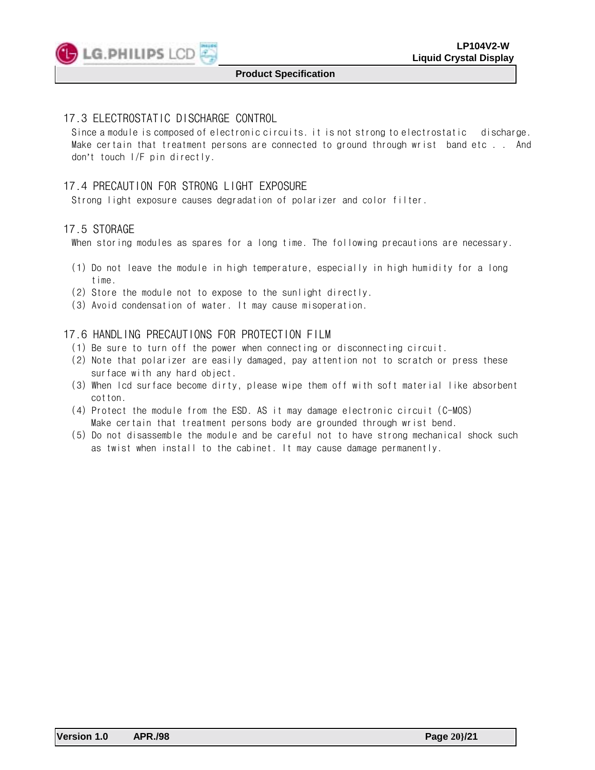## 17.3 ELECTROSTATIC DISCHARGE CONTROL

Since a module is composed of electronic circuits. it is not strong to electrostatic discharge. Make certain that treatment persons are connected to ground through wrist band etc . . And don't touch I/F pin directly.

## 17.4 PRECAUTION FOR STRONG LIGHT EXPOSURE

Strong light exposure causes degradation of polarizer and color filter.

## 17.5 STORAGE

When storing modules as spares for a long time. The following precautions are necessary.

(1) Do not leave the module in high temperature, especially in high humidity for a long time.
(2) Store the module not to expose to the sunlight directly.
(3) Avoid condensation of water. It may cause misoperation.

## 17.6 HANDLING PRECAUTIONS FOR PROTECTION FILM

(1) Be sure to turn off the power when connecting or disconnecting circuit.
(2) Note that polarizer are easily damaged, pay attention not to scratch or press these surface with any hard object.
(3) When lcd surface become dirty, please wipe them off with soft material like absorbent cotton.
(4) Protect the module from the ESD. AS it may damage electronic circuit (C-MOS) Make certain that treatment persons body are grounded through wrist bend.
(5) Do not disassemble the module and be careful not to have strong mechanical shock such as twist when install to the cabinet. It may cause damage permanently.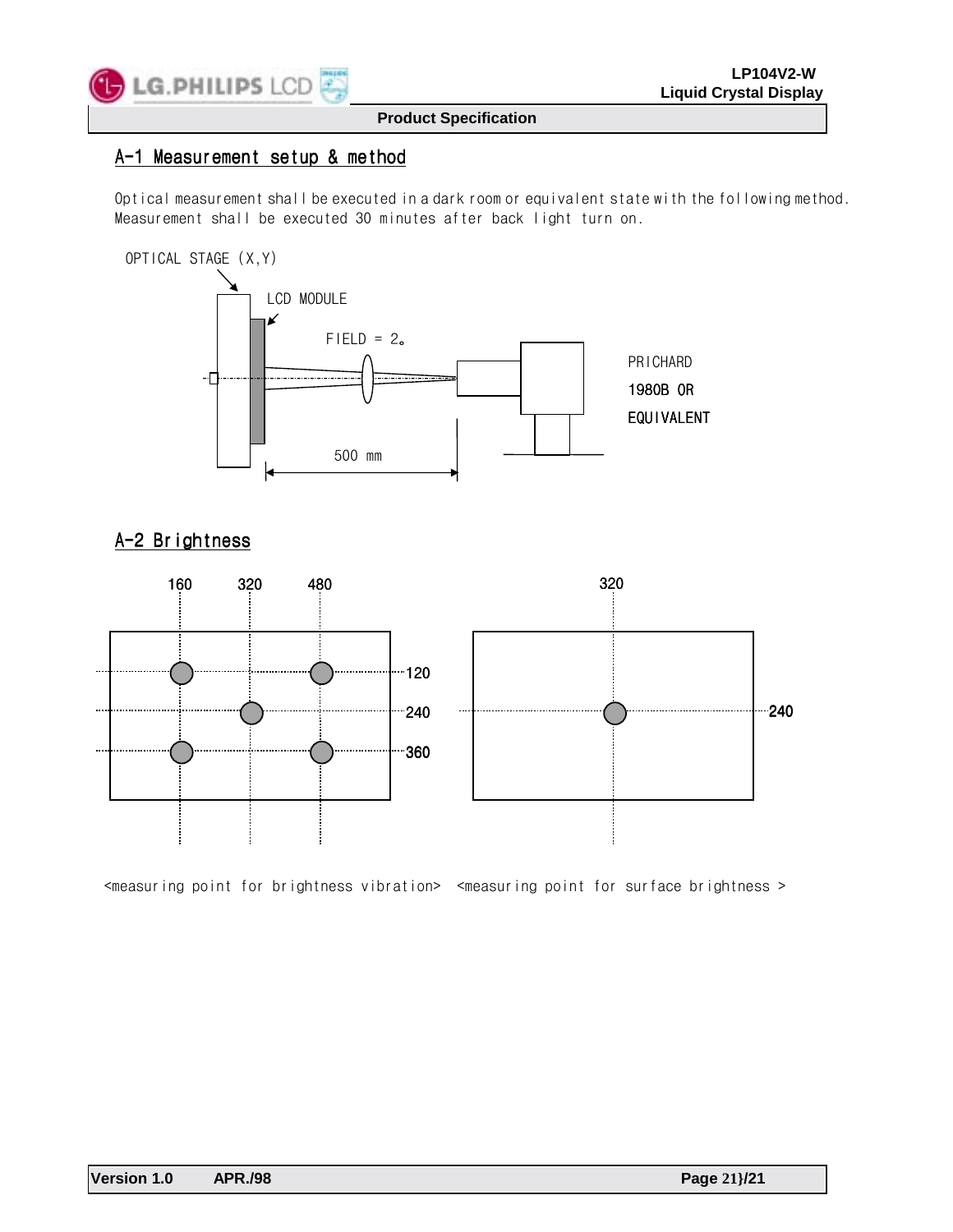## A-1 Measurement setup & method

Optical measurement shall be executed in a dark room or equivalent state with the following method.
Measurement shall be executed 30 minutes after back light turn on.

OPTICAL STAGE (X,Y)

LCD MODULE

FIELD = 2°

PRICHARD 1980B OR EQUIVALENT

500 mm

## A-2 Brightness

160 320 480

120
240
360

320

240

<measuring point for brightness vibration> <measuring point for surface brightness >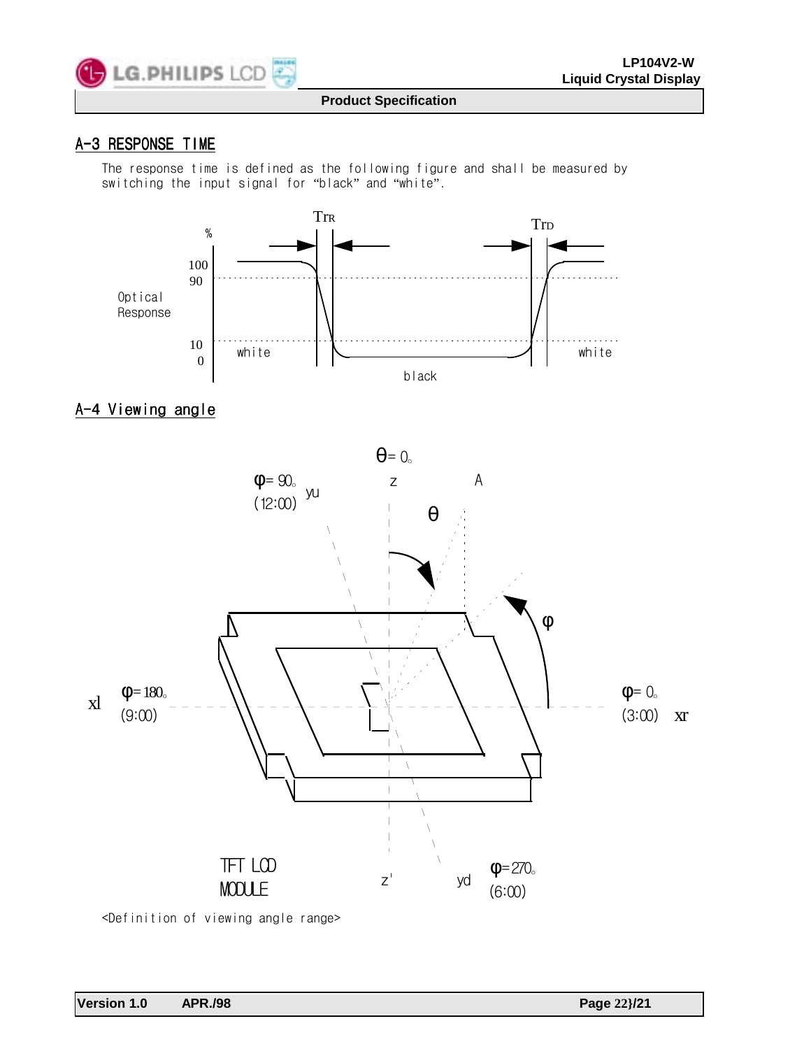## A-3 RESPONSE TIME

The response time is defined as the following figure and shall be measured by switching the input signal for "black" and "white".

TrR

TrD

%

100

90

Optical Response

10

0

white

black

white

## A-4 Viewing angle

θ= 0。

φ= 90。 (12:00)

yu

z

A

θ

φ

xl

φ= 180。 (9:00)

φ= 0。 (3:00)

xr

TFT LCD MODULE

z'

yd

φ= 270。 (6:00)

<Definition of viewing angle range>